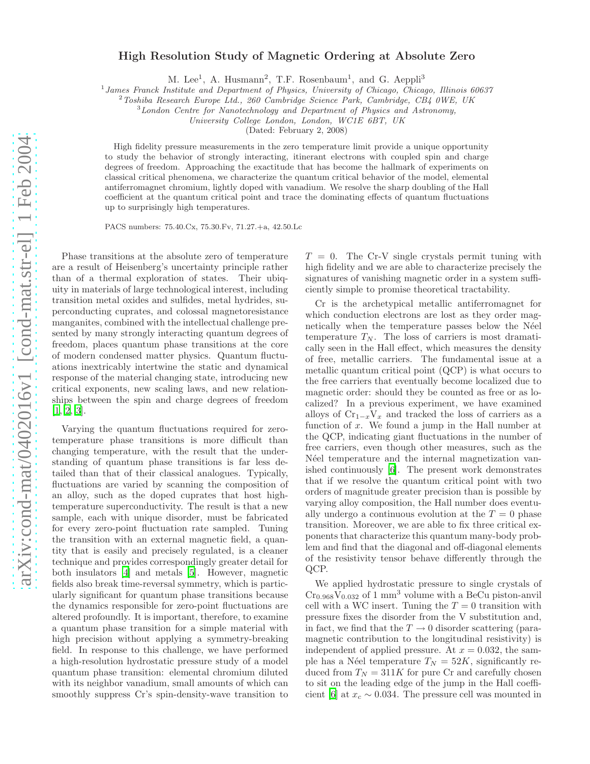# High Resolution Study of Magnetic Ordering at Absolute Zero

M. Lee[1], A. Husmann[2], T.F. Rosenbaum[1], and G. Aeppli[3]

[1]*James Franck Institute and Department of Physics, University of Chicago, Chicago, Illinois 60637*
[2]*Toshiba Research Europe Ltd., 260 Cambridge Science Park, Cambridge, CB4 0WE, UK*
[3]*London Centre for Nanotechnology and Department of Physics and Astronomy, University College London, London, WC1E 6BT, UK*

(Dated: February 2, 2008)

High fidelity pressure measurements in the zero temperature limit provide a unique opportunity to study the behavior of strongly interacting, itinerant electrons with coupled spin and charge degrees of freedom. Approaching the exactitude that has become the hallmark of experiments on classical critical phenomena, we characterize the quantum critical behavior of the model, elemental antiferromagnet chromium, lightly doped with vanadium. We resolve the sharp doubling of the Hall coefficient at the quantum critical point and trace the dominating effects of quantum fluctuations up to surprisingly high temperatures.

PACS numbers: 75.40.Cx, 75.30.Fv, 71.27.+a, 42.50.Lc

Phase transitions at the absolute zero of temperature are a result of Heisenberg's uncertainty principle rather than of a thermal exploration of states. Their ubiquity in materials of large technological interest, including transition metal oxides and sulfides, metal hydrides, superconducting cuprates, and colossal magnetoresistance manganites, combined with the intellectual challenge presented by many strongly interacting quantum degrees of freedom, places quantum phase transitions at the core of modern condensed matter physics. Quantum fluctuations inextricably intertwine the static and dynamical response of the material changing state, introducing new critical exponents, new scaling laws, and new relationships between the spin and charge degrees of freedom [1, 2, 3].

Varying the quantum fluctuations required for zero-temperature phase transitions is more difficult than changing temperature, with the result that the understanding of quantum phase transitions is far less detailed than that of their classical analogues. Typically, fluctuations are varied by scanning the composition of an alloy, such as the doped cuprates that host high-temperature superconductivity. The result is that a new sample, each with unique disorder, must be fabricated for every zero-point fluctuation rate sampled. Tuning the transition with an external magnetic field, a quantity that is easily and precisely regulated, is a cleaner technique and provides correspondingly greater detail for both insulators [4] and metals [5]. However, magnetic fields also break time-reversal symmetry, which is particularly significant for quantum phase transitions because the dynamics responsible for zero-point fluctuations are altered profoundly. It is important, therefore, to examine a quantum phase transition for a simple material with high precision without applying a symmetry-breaking field. In response to this challenge, we have performed a high-resolution hydrostatic pressure study of a model quantum phase transition: elemental chromium diluted with its neighbor vanadium, small amounts of which can smoothly suppress Cr's spin-density-wave transition to $T = 0$. The Cr-V single crystals permit tuning with high fidelity and we are able to characterize precisely the signatures of vanishing magnetic order in a system sufficiently simple to promise theoretical tractability.

Cr is the archetypical metallic antiferromagnet for which conduction electrons are lost as they order magnetically when the temperature passes below the Néel temperature $T_N$. The loss of carriers is most dramatically seen in the Hall effect, which measures the density of free, metallic carriers. The fundamental issue at a metallic quantum critical point (QCP) is what occurs to the free carriers that eventually become localized due to magnetic order: should they be counted as free or as localized? In a previous experiment, we have examined alloys of $Cr_{1-x}V_x$ and tracked the loss of carriers as a function of $x$. We found a jump in the Hall number at the QCP, indicating giant fluctuations in the number of free carriers, even though other measures, such as the Néel temperature and the internal magnetization vanished continuously [6]. The present work demonstrates that if we resolve the quantum critical point with two orders of magnitude greater precision than is possible by varying alloy composition, the Hall number does eventually undergo a continuous evolution at the $T = 0$ phase transition. Moreover, we are able to fix three critical exponents that characterize this quantum many-body problem and find that the diagonal and off-diagonal elements of the resistivity tensor behave differently through the QCP.

We applied hydrostatic pressure to single crystals of $Cr_{0.968}V_{0.032}$ of 1 mm$^3$ volume with a BeCu piston-anvil cell with a WC insert. Tuning the $T = 0$ transition with pressure fixes the disorder from the V substitution and, in fact, we find that the $T \to 0$ disorder scattering (paramagnetic contribution to the longitudinal resistivity) is independent of applied pressure. At $x = 0.032$, the sample has a Néel temperature $T_N = 52K$, significantly reduced from $T_N = 311K$ for pure Cr and carefully chosen to sit on the leading edge of the jump in the Hall coefficient [6] at $x_c \sim 0.034$. The pressure cell was mounted in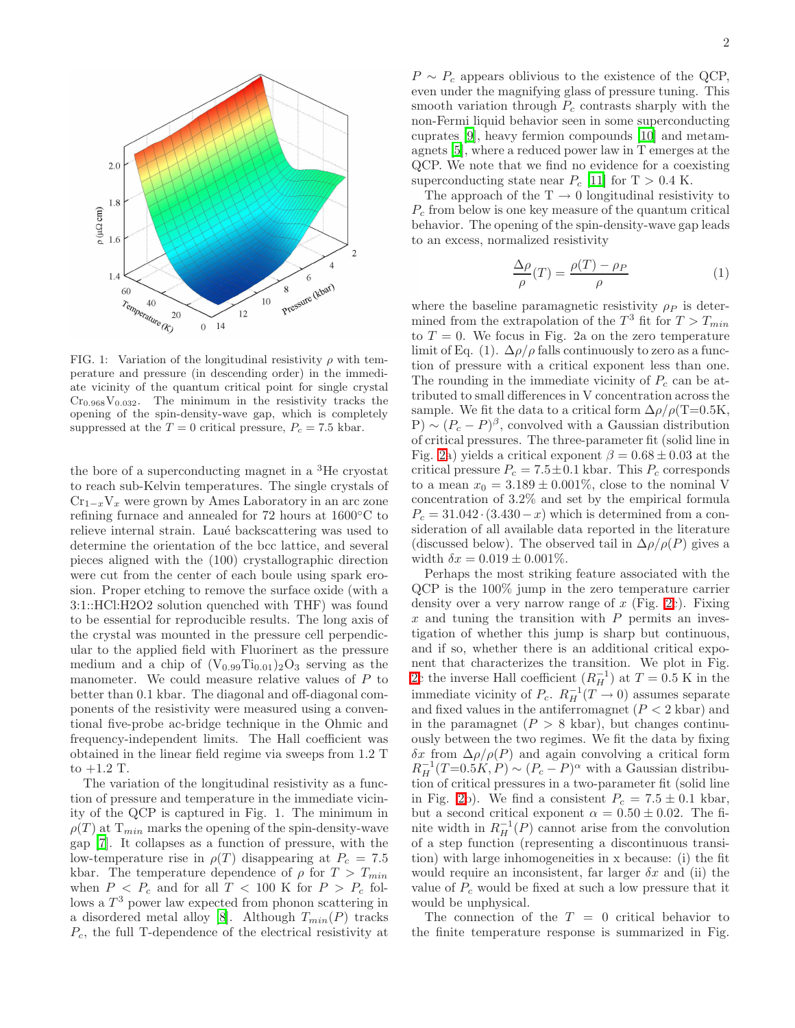FIG. 1: Variation of the longitudinal resistivity $\rho$ with temperature and pressure (in descending order) in the immediate vicinity of the quantum critical point for single crystal $Cr_{0.968}V_{0.032}$. The minimum in the resistivity tracks the opening of the spin-density-wave gap, which is completely suppressed at the $T = 0$ critical pressure, $P_c = 7.5$ kbar.

the bore of a superconducting magnet in a $^3$He cryostat to reach sub-Kelvin temperatures. The single crystals of $Cr_{1-x}V_x$ were grown by Ames Laboratory in an arc zone refining furnace and annealed for 72 hours at 1600°C to relieve internal strain. Laué backscattering was used to determine the orientation of the bcc lattice, and several pieces aligned with the (100) crystallographic direction were cut from the center of each boule using spark erosion. Proper etching to remove the surface oxide (with a 3:1::HCl:H2O2 solution quenched with THF) was found to be essential for reproducible results. The long axis of the crystal was mounted in the pressure cell perpendicular to the applied field with Fluorinert as the pressure medium and a chip of $(V_{0.99}Ti_{0.01})_2O_3$ serving as the manometer. We could measure relative values of $P$ to better than 0.1 kbar. The diagonal and off-diagonal components of the resistivity were measured using a conventional five-probe ac-bridge technique in the Ohmic and frequency-independent limits. The Hall coefficient was obtained in the linear field regime via sweeps from 1.2 T to +1.2 T.

The variation of the longitudinal resistivity as a function of pressure and temperature in the immediate vicinity of the QCP is captured in Fig. 1. The minimum in $\rho(T)$ at $T_{min}$ marks the opening of the spin-density-wave gap [7]. It collapses as a function of pressure, with the low-temperature rise in $\rho(T)$ disappearing at $P_c = 7.5$ kbar. The temperature dependence of $\rho$ for $T > T_{min}$ when $P < P_c$ and for all $T < 100$ K for $P > P_c$ follows a $T^3$ power law expected from phonon scattering in a disordered metal alloy [8]. Although $T_{min}(P)$ tracks $P_c$, the full T-dependence of the electrical resistivity at $P \sim P_c$ appears oblivious to the existence of the QCP, even under the magnifying glass of pressure tuning. This smooth variation through $P_c$ contrasts sharply with the non-Fermi liquid behavior seen in some superconducting cuprates [9], heavy fermion compounds [10] and metamagnets [5], where a reduced power law in T emerges at the QCP. We note that we find no evidence for a coexisting superconducting state near $P_c$ [11] for T > 0.4 K.

The approach of the $T \to 0$ longitudinal resistivity to $P_c$ from below is one key measure of the quantum critical behavior. The opening of the spin-density-wave gap leads to an excess, normalized resistivity

$$\frac{\Delta\rho}{\rho}(T) = \frac{\rho(T) - \rho_P}{\rho} \tag{1}$$

where the baseline paramagnetic resistivity $\rho_P$ is determined from the extrapolation of the $T^3$ fit for $T > T_{min}$ to $T = 0$. We focus in Fig. 2a on the zero temperature limit of Eq. (1). $\Delta\rho/\rho$ falls continuously to zero as a function of pressure with a critical exponent less than one. The rounding in the immediate vicinity of $P_c$ can be attributed to small differences in V concentration across the sample. We fit the data to a critical form $\Delta\rho/\rho$(T=0.5K, P) $\sim (P_c - P)^\beta$, convolved with a Gaussian distribution of critical pressures. The three-parameter fit (solid line in Fig. 2a) yields a critical exponent $\beta = 0.68 \pm 0.03$ at the critical pressure $P_c = 7.5 \pm 0.1$ kbar. This $P_c$ corresponds to a mean $x_0 = 3.189 \pm 0.001\%$, close to the nominal V concentration of 3.2% and set by the empirical formula $P_c = 31.042 \cdot (3.430 - x)$ which is determined from a consideration of all available data reported in the literature (discussed below). The observed tail in $\Delta\rho/\rho(P)$ gives a width $\delta x = 0.019 \pm 0.001\%$.

Perhaps the most striking feature associated with the QCP is the 100% jump in the zero temperature carrier density over a very narrow range of $x$ (Fig. 2c). Fixing $x$ and tuning the transition with $P$ permits an investigation of whether this jump is sharp but continuous, and if so, whether there is an additional critical exponent that characterizes the transition. We plot in Fig. 2c the inverse Hall coefficient ($R_H^{-1}$) at $T = 0.5$ K in the immediate vicinity of $P_c$. $R_H^{-1}(T \to 0)$ assumes separate and fixed values in the antiferromagnet ($P < 2$ kbar) and in the paramagnet ($P > 8$ kbar), but changes continuously between the two regimes. We fit the data by fixing $\delta x$ from $\Delta\rho/\rho(P)$ and again convolving a critical form $R_H^{-1}(T{=}0.5K, P) \sim (P_c - P)^\alpha$ with a Gaussian distribution of critical pressures in a two-parameter fit (solid line in Fig. 2b). We find a consistent $P_c = 7.5 \pm 0.1$ kbar, but a second critical exponent $\alpha = 0.50 \pm 0.02$. The finite width in $R_H^{-1}(P)$ cannot arise from the convolution of a step function (representing a discontinuous transition) with large inhomogeneities in x because: (i) the fit would require an inconsistent, far larger $\delta x$ and (ii) the value of $P_c$ would be fixed at such a low pressure that it would be unphysical.

The connection of the $T = 0$ critical behavior to the finite temperature response is summarized in Fig.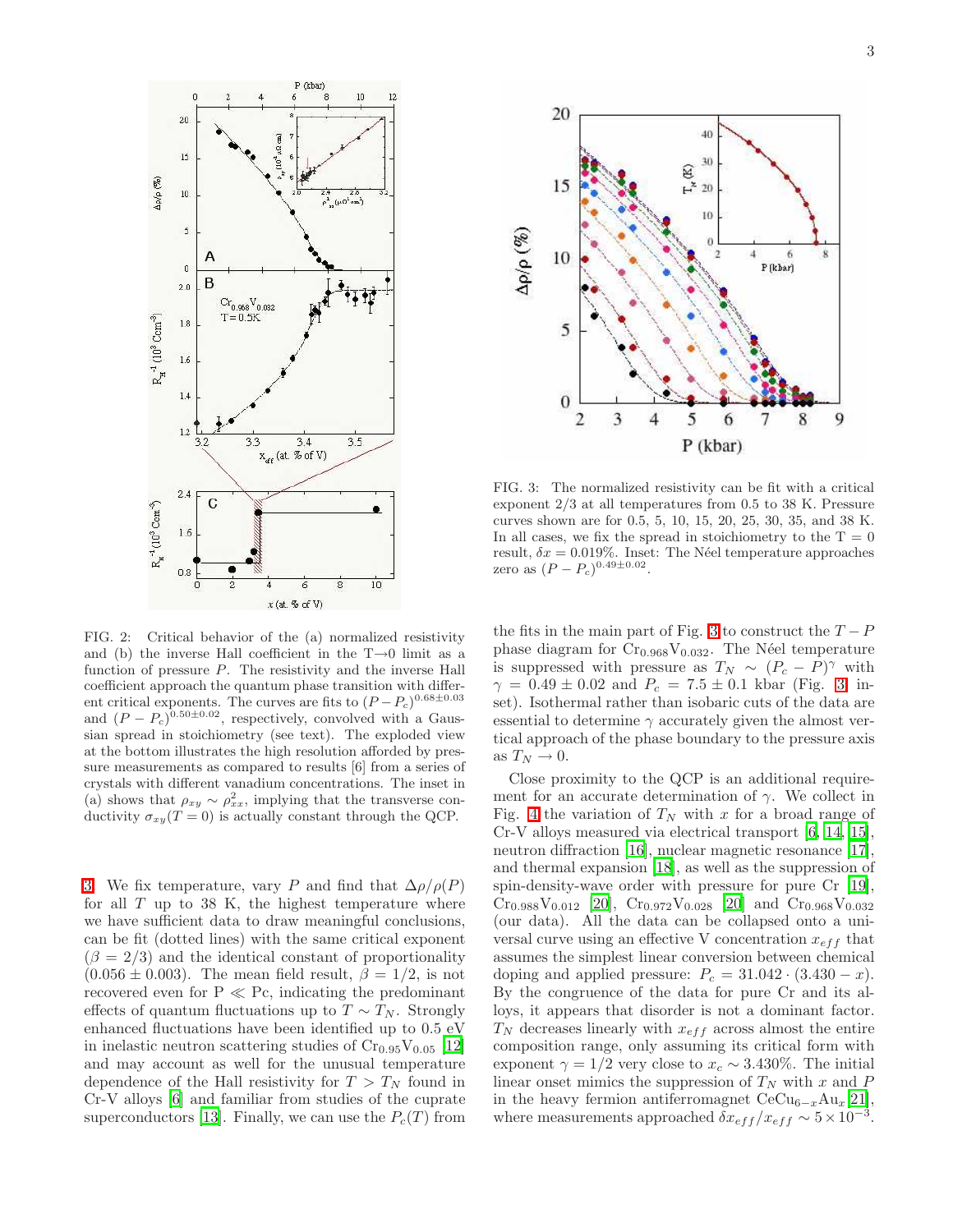FIG. 2: Critical behavior of the (a) normalized resistivity and (b) the inverse Hall coefficient in the T→0 limit as a function of pressure $P$. The resistivity and the inverse Hall coefficient approach the quantum phase transition with different critical exponents. The curves are fits to $(P-P_c)^{0.68\pm0.03}$ and $(P-P_c)^{0.50\pm0.02}$, respectively, convolved with a Gaussian spread in stoichiometry (see text). The exploded view at the bottom illustrates the high resolution afforded by pressure measurements as compared to results [6] from a series of crystals with different vanadium concentrations. The inset in (a) shows that $\rho_{xy} \sim \rho_{xx}^2$, implying that the transverse conductivity $\sigma_{xy}(T=0)$ is actually constant through the QCP.

FIG. 3: The normalized resistivity can be fit with a critical exponent 2/3 at all temperatures from 0.5 to 38 K. Pressure curves shown are for 0.5, 5, 10, 15, 20, 25, 30, 35, and 38 K. In all cases, we fix the spread in stoichiometry to the T = 0 result, $\delta x = 0.019\%$. Inset: The Néel temperature approaches zero as $(P-P_c)^{0.49\pm0.02}$.

3. We fix temperature, vary $P$ and find that $\Delta\rho/\rho(P)$ for all $T$ up to 38 K, the highest temperature where we have sufficient data to draw meaningful conclusions, can be fit (dotted lines) with the same critical exponent ($\beta = 2/3$) and the identical constant of proportionality ($0.056 \pm 0.003$). The mean field result, $\beta = 1/2$, is not recovered even for P $\ll$ Pc, indicating the predominant effects of quantum fluctuations up to $T \sim T_N$. Strongly enhanced fluctuations have been identified up to 0.5 eV in inelastic neutron scattering studies of $Cr_{0.95}V_{0.05}$ [12] and may account as well for the unusual temperature dependence of the Hall resistivity for $T > T_N$ found in Cr-V alloys [6] and familiar from studies of the cuprate superconductors [13]. Finally, we can use the $P_c(T)$ from the fits in the main part of Fig. 3 to construct the $T-P$ phase diagram for $Cr_{0.968}V_{0.032}$. The Néel temperature is suppressed with pressure as $T_N \sim (P_c - P)^{\gamma}$ with $\gamma = 0.49 \pm 0.02$ and $P_c = 7.5 \pm 0.1$ kbar (Fig. 3 inset). Isothermal rather than isobaric cuts of the data are essential to determine $\gamma$ accurately given the almost vertical approach of the phase boundary to the pressure axis as $T_N \to 0$.

Close proximity to the QCP is an additional requirement for an accurate determination of $\gamma$. We collect in Fig. 4 the variation of $T_N$ with $x$ for a broad range of Cr-V alloys measured via electrical transport [6, 14, 15], neutron diffraction [16], nuclear magnetic resonance [17], and thermal expansion [18], as well as the suppression of spin-density-wave order with pressure for pure Cr [19], $Cr_{0.988}V_{0.012}$ [20], $Cr_{0.972}V_{0.028}$ [20] and $Cr_{0.968}V_{0.032}$ (our data). All the data can be collapsed onto a universal curve using an effective V concentration $x_{eff}$ that assumes the simplest linear conversion between chemical doping and applied pressure: $P_c = 31.042 \cdot (3.430 - x)$. By the congruence of the data for pure Cr and its alloys, it appears that disorder is not a dominant factor. $T_N$ decreases linearly with $x_{eff}$ across almost the entire composition range, only assuming its critical form with exponent $\gamma = 1/2$ very close to $x_c \sim 3.430\%$. The initial linear onset mimics the suppression of $T_N$ with $x$ and $P$ in the heavy fermion antiferromagnet $CeCu_{6-x}Au_x$ [21], where measurements approached $\delta x_{eff}/x_{eff} \sim 5 \times 10^{-3}$.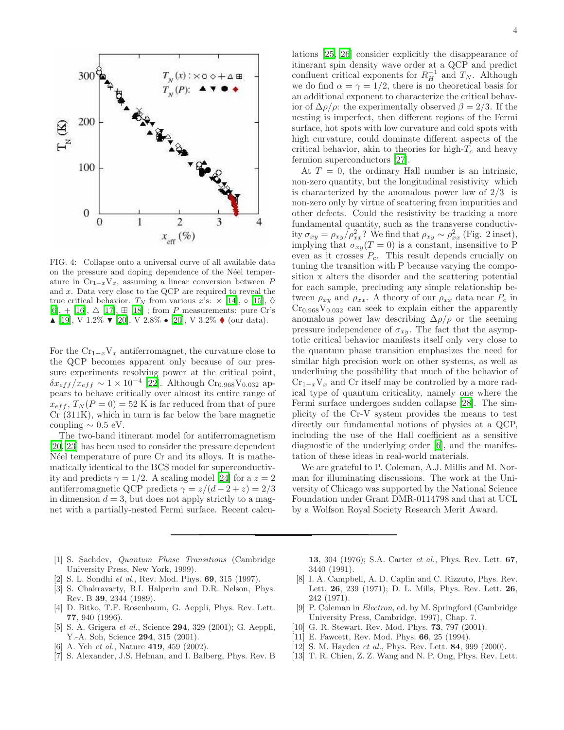FIG. 4: Collapse onto a universal curve of all available data on the pressure and doping dependence of the Néel temperature in $Cr_{1-x}V_x$, assuming a linear conversion between $P$ and $x$. Data very close to the QCP are required to reveal the true critical behavior. $T_N$ from various $x$'s: × [14], ○ [15], ◊ [6], + [16], △ [17], ⊞ [18] ; from $P$ measurements: pure Cr's ▲ [19], V 1.2% ▼ [20], V 2.8% ● [20], V 3.2% ♦ (our data).

For the $Cr_{1-x}V_x$ antiferromagnet, the curvature close to the QCP becomes apparent only because of our pressure experiments resolving power at the critical point, $\delta x_{eff}/x_{eff} \sim 1 \times 10^{-4}$ [22]. Although $Cr_{0.968}V_{0.032}$ appears to behave critically over almost its entire range of $x_{eff}$, $T_N(P=0) = 52$ K is far reduced from that of pure Cr (311K), which in turn is far below the bare magnetic coupling $\sim 0.5$ eV.

The two-band itinerant model for antiferromagnetism [20, 23] has been used to consider the pressure dependent Néel temperature of pure Cr and its alloys. It is mathematically identical to the BCS model for superconductivity and predicts $\gamma = 1/2$. A scaling model [24] for a $z = 2$ antiferromagnetic QCP predicts $\gamma = z/(d-2+z) = 2/3$ in dimension $d = 3$, but does not apply strictly to a magnet with a partially-nested Fermi surface. Recent calculations [25, 26] consider explicitly the disappearance of itinerant spin density wave order at a QCP and predict confluent critical exponents for $R_H^{-1}$ and $T_N$. Although we do find $\alpha = \gamma = 1/2$, there is no theoretical basis for an additional exponent to characterize the critical behavior of $\Delta\rho/\rho$: the experimentally observed $\beta = 2/3$. If the nesting is imperfect, then different regions of the Fermi surface, hot spots with low curvature and cold spots with high curvature, could dominate different aspects of the critical behavior, akin to theories for high-$T_c$ and heavy fermion superconductors [27].

At $T = 0$, the ordinary Hall number is an intrinsic, non-zero quantity, but the longitudinal resistivity which is characterized by the anomalous power law of 2/3 is non-zero only by virtue of scattering from impurities and other defects. Could the resistivity be tracking a more fundamental quantity, such as the transverse conductivity $\sigma_{xy} = \rho_{xy}/\rho_{xx}^2$? We find that $\rho_{xy} \sim \rho_{xx}^2$ (Fig. 2 inset), implying that $\sigma_{xy}(T=0)$ is a constant, insensitive to P even as it crosses $P_c$. This result depends crucially on tuning the transition with P because varying the composition x alters the disorder and the scattering potential for each sample, precluding any simple relationship between $\rho_{xy}$ and $\rho_{xx}$. A theory of our $\rho_{xx}$ data near $P_c$ in $Cr_{0.968}V_{0.032}$ can seek to explain either the apparently anomalous power law describing $\Delta\rho/\rho$ or the seeming pressure independence of $\sigma_{xy}$. The fact that the asymptotic critical behavior manifests itself only very close to the quantum phase transition emphasizes the need for similar high precision work on other systems, as well as underlining the possibility that much of the behavior of $Cr_{1-x}V_x$ and Cr itself may be controlled by a more radical type of quantum criticality, namely one where the Fermi surface undergoes sudden collapse [28]. The simplicity of the Cr-V system provides the means to test directly our fundamental notions of physics at a QCP, including the use of the Hall coefficient as a sensitive diagnostic of the underlying order [6], and the manifestation of these ideas in real-world materials.

We are grateful to P. Coleman, A.J. Millis and M. Norman for illuminating discussions. The work at the University of Chicago was supported by the National Science Foundation under Grant DMR-0114798 and that at UCL by a Wolfson Royal Society Research Merit Award.

---

[1] S. Sachdev, *Quantum Phase Transitions* (Cambridge University Press, New York, 1999).

[2] S. L. Sondhi *et al.*, Rev. Mod. Phys. **69**, 315 (1997).

[3] S. Chakravarty, B.I. Halperin and D.R. Nelson, Phys. Rev. B **39**, 2344 (1989).

[4] D. Bitko, T.F. Rosenbaum, G. Aeppli, Phys. Rev. Lett. **77**, 940 (1996).

[5] S. A. Grigera *et al.*, Science **294**, 329 (2001); G. Aeppli, Y.-A. Soh, Science **294**, 315 (2001).

[6] A. Yeh *et al.*, Nature **419**, 459 (2002).

[7] S. Alexander, J.S. Helman, and I. Balberg, Phys. Rev. B **13**, 304 (1976); S.A. Carter *et al.*, Phys. Rev. Lett. **67**, 3440 (1991).

[8] I. A. Campbell, A. D. Caplin and C. Rizzuto, Phys. Rev. Lett. **26**, 239 (1971); D. L. Mills, Phys. Rev. Lett. **26**, 242 (1971).

[9] P. Coleman in *Electron*, ed. by M. Springford (Cambridge University Press, Cambridge, 1997), Chap. 7.

[10] G. R. Stewart, Rev. Mod. Phys. **73**, 797 (2001).

[11] E. Fawcett, Rev. Mod. Phys. **66**, 25 (1994).

[12] S. M. Hayden *et al.*, Phys. Rev. Lett. **84**, 999 (2000).

[13] T. R. Chien, Z. Z. Wang and N. P. Ong, Phys. Rev. Lett.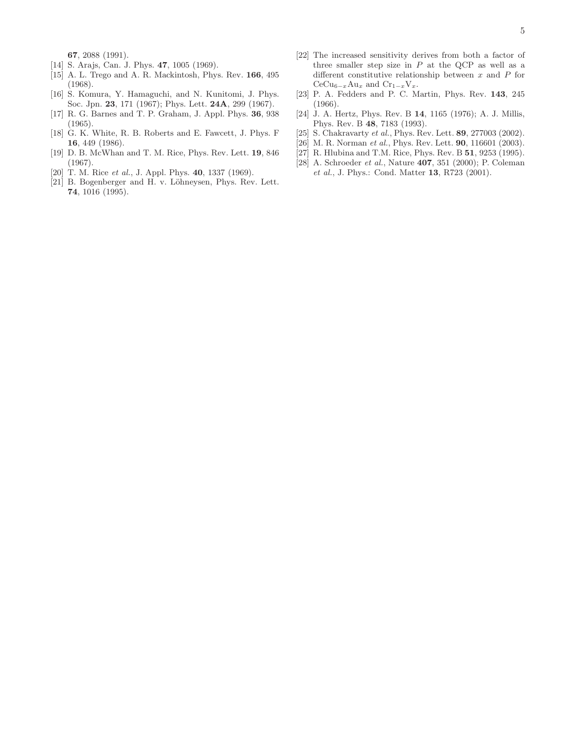**67**, 2088 (1991).

[14] S. Arajs, Can. J. Phys. **47**, 1005 (1969).

[15] A. L. Trego and A. R. Mackintosh, Phys. Rev. **166**, 495 (1968).

[16] S. Komura, Y. Hamaguchi, and N. Kunitomi, J. Phys. Soc. Jpn. **23**, 171 (1967); Phys. Lett. **24A**, 299 (1967).

[17] R. G. Barnes and T. P. Graham, J. Appl. Phys. **36**, 938 (1965).

[18] G. K. White, R. B. Roberts and E. Fawcett, J. Phys. F **16**, 449 (1986).

[19] D. B. McWhan and T. M. Rice, Phys. Rev. Lett. **19**, 846 (1967).

[20] T. M. Rice *et al.*, J. Appl. Phys. **40**, 1337 (1969).

[21] B. Bogenberger and H. v. Löhneysen, Phys. Rev. Lett. **74**, 1016 (1995).

[22] The increased sensitivity derives from both a factor of three smaller step size in $P$ at the QCP as well as a different constitutive relationship between $x$ and $P$ for $CeCu_{6-x}Au_x$ and $Cr_{1-x}V_x$.

[23] P. A. Fedders and P. C. Martin, Phys. Rev. **143**, 245 (1966).

[24] J. A. Hertz, Phys. Rev. B **14**, 1165 (1976); A. J. Millis, Phys. Rev. B **48**, 7183 (1993).

[25] S. Chakravarty *et al.*, Phys. Rev. Lett. **89**, 277003 (2002).

[26] M. R. Norman *et al.*, Phys. Rev. Lett. **90**, 116601 (2003).

[27] R. Hlubina and T.M. Rice, Phys. Rev. B **51**, 9253 (1995).

[28] A. Schroeder *et al.*, Nature **407**, 351 (2000); P. Coleman *et al.*, J. Phys.: Cond. Matter **13**, R723 (2001).